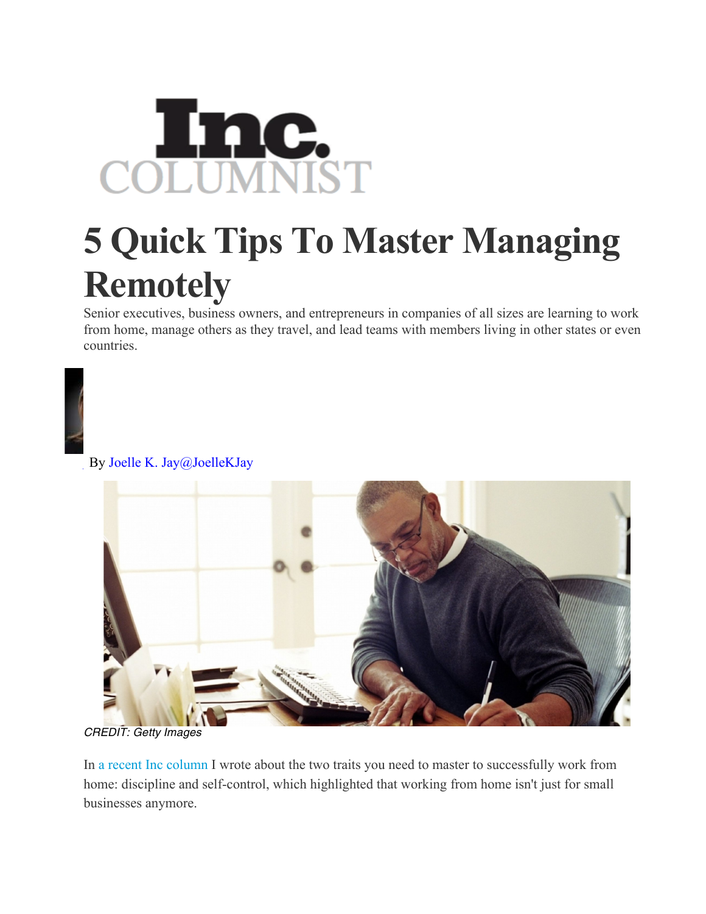Inc. COLUMNIST

# 5 Quick Tips To Master Managing Remotely

Senior executives, business owners, and entrepreneurs in companies of all sizes are learning to work from home, manage others as they travel, and lead teams with members living in other states or even countries.

By Joelle K. Jay@JoelleKJay

*CREDIT: Getty Images*

In a recent Inc column I wrote about the two traits you need to master to successfully work from home: discipline and self-control, which highlighted that working from home isn't just for small businesses anymore.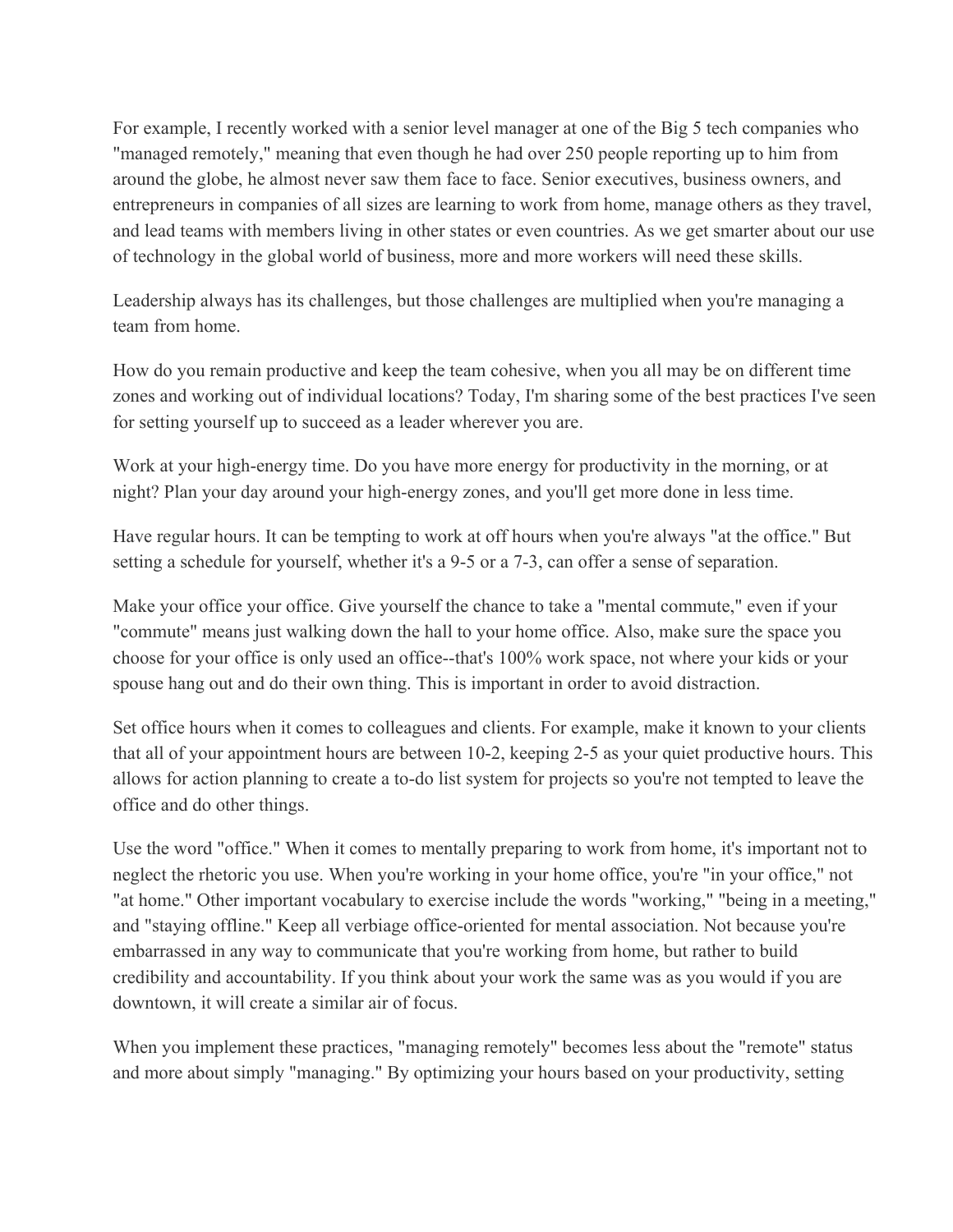For example, I recently worked with a senior level manager at one of the Big 5 tech companies who "managed remotely," meaning that even though he had over 250 people reporting up to him from around the globe, he almost never saw them face to face. Senior executives, business owners, and entrepreneurs in companies of all sizes are learning to work from home, manage others as they travel, and lead teams with members living in other states or even countries. As we get smarter about our use of technology in the global world of business, more and more workers will need these skills.

Leadership always has its challenges, but those challenges are multiplied when you're managing a team from home.

How do you remain productive and keep the team cohesive, when you all may be on different time zones and working out of individual locations? Today, I'm sharing some of the best practices I've seen for setting yourself up to succeed as a leader wherever you are.

Work at your high-energy time. Do you have more energy for productivity in the morning, or at night? Plan your day around your high-energy zones, and you'll get more done in less time.

Have regular hours. It can be tempting to work at off hours when you're always "at the office." But setting a schedule for yourself, whether it's a 9-5 or a 7-3, can offer a sense of separation.

Make your office your office. Give yourself the chance to take a "mental commute," even if your "commute" means just walking down the hall to your home office. Also, make sure the space you choose for your office is only used an office--that's 100% work space, not where your kids or your spouse hang out and do their own thing. This is important in order to avoid distraction.

Set office hours when it comes to colleagues and clients. For example, make it known to your clients that all of your appointment hours are between 10-2, keeping 2-5 as your quiet productive hours. This allows for action planning to create a to-do list system for projects so you're not tempted to leave the office and do other things.

Use the word "office." When it comes to mentally preparing to work from home, it's important not to neglect the rhetoric you use. When you're working in your home office, you're "in your office," not "at home." Other important vocabulary to exercise include the words "working," "being in a meeting," and "staying offline." Keep all verbiage office-oriented for mental association. Not because you're embarrassed in any way to communicate that you're working from home, but rather to build credibility and accountability. If you think about your work the same was as you would if you are downtown, it will create a similar air of focus.

When you implement these practices, "managing remotely" becomes less about the "remote" status and more about simply "managing." By optimizing your hours based on your productivity, setting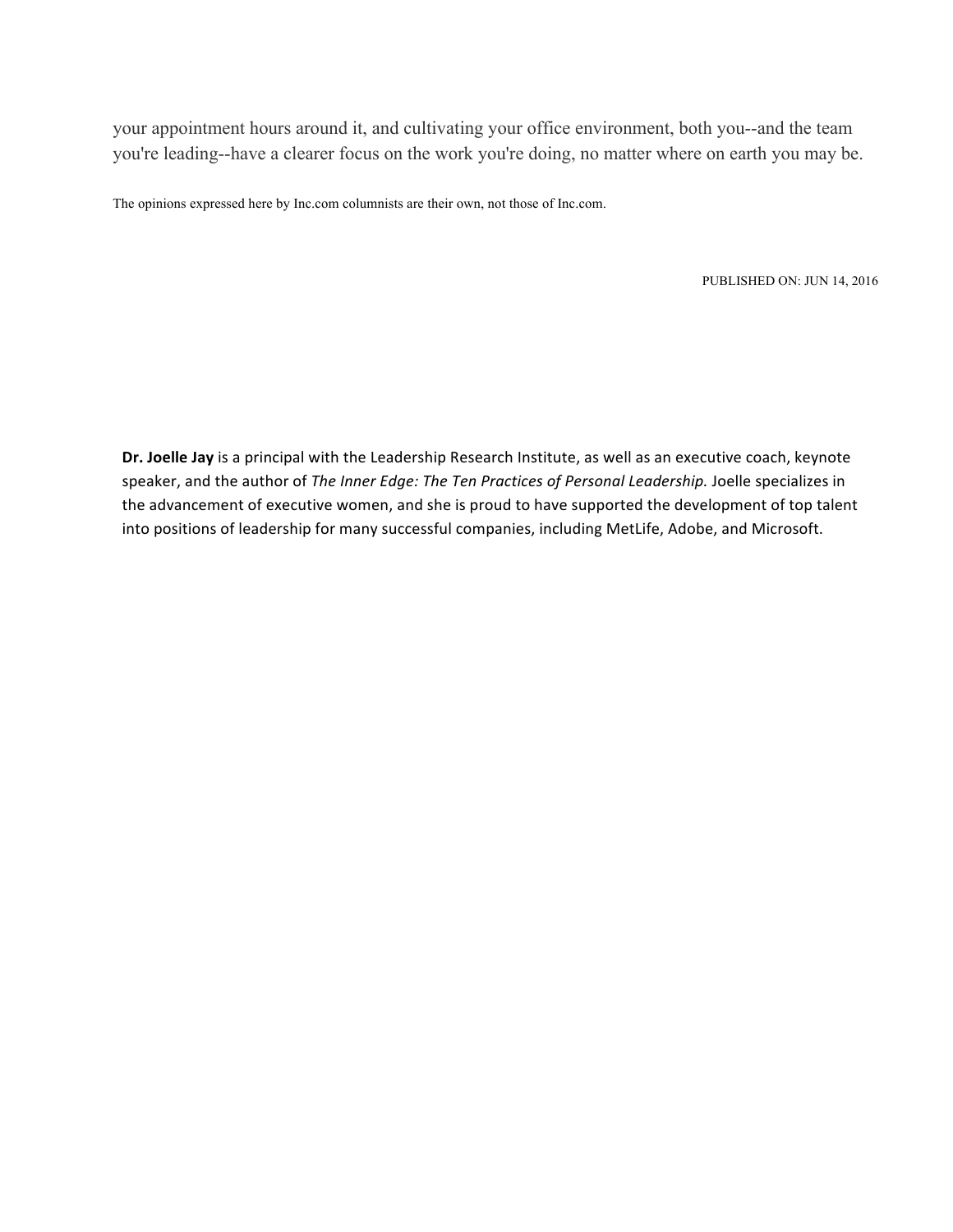your appointment hours around it, and cultivating your office environment, both you--and the team you're leading--have a clearer focus on the work you're doing, no matter where on earth you may be.

The opinions expressed here by Inc.com columnists are their own, not those of Inc.com.

PUBLISHED ON: JUN 14, 2016

**Dr. Joelle Jay** is a principal with the Leadership Research Institute, as well as an executive coach, keynote speaker, and the author of *The Inner Edge: The Ten Practices of Personal Leadership.* Joelle specializes in the advancement of executive women, and she is proud to have supported the development of top talent into positions of leadership for many successful companies, including MetLife, Adobe, and Microsoft.